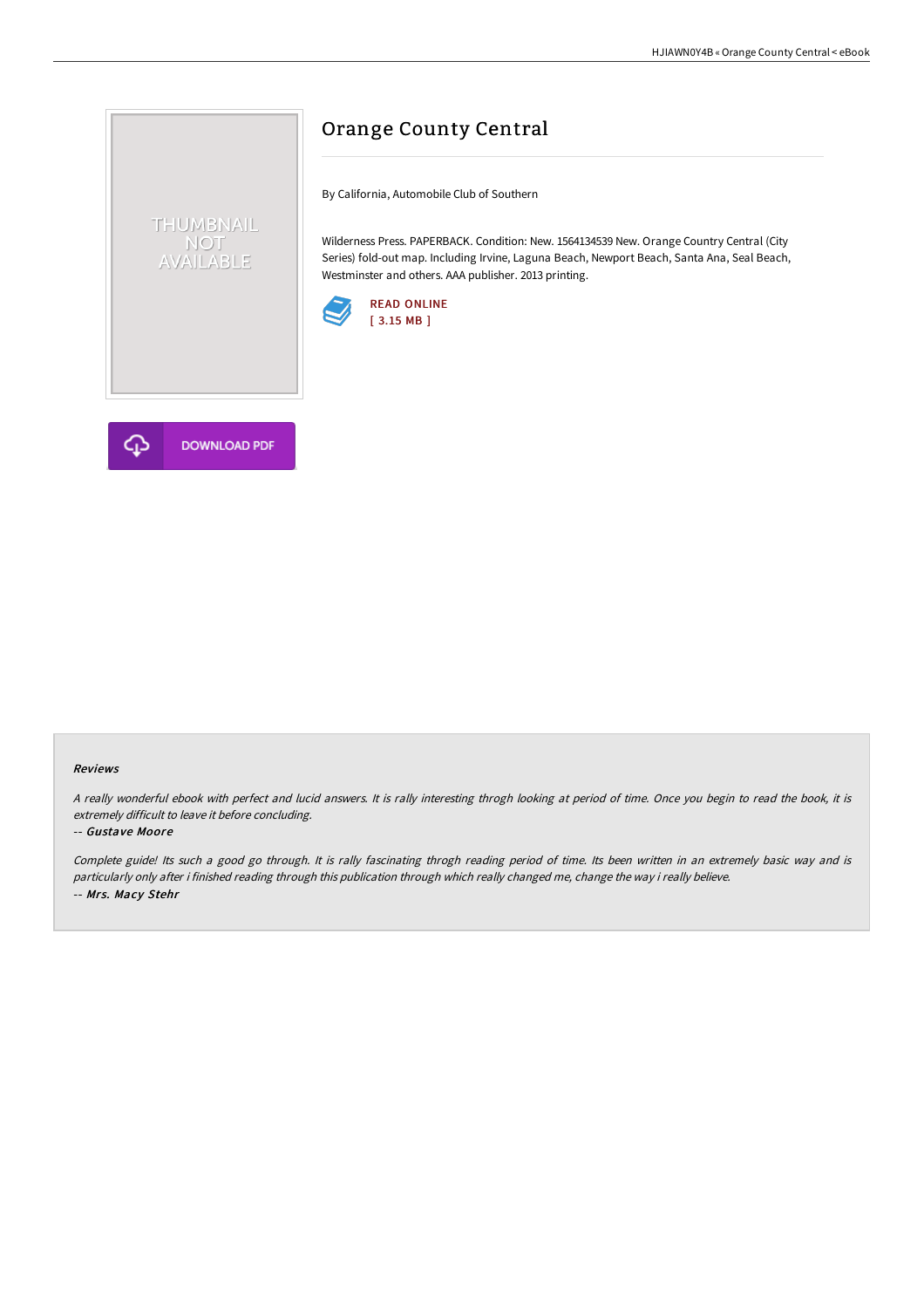# Orange County Central

By California, Automobile Club of Southern

Wilderness Press. PAPERBACK. Condition: New. 1564134539 New. Orange Country Central (City Series) fold-out map. Including Irvine, Laguna Beach, Newport Beach, Santa Ana, Seal Beach, Westminster and others. AAA publisher. 2013 printing.

READ ONLINE
[ 3.15 MB ]

DOWNLOAD PDF

### Reviews

*A really wonderful ebook with perfect and lucid answers. It is rally interesting throgh looking at period of time. Once you begin to read the book, it is extremely difficult to leave it before concluding.*

-- *Gustave Moore*

*Complete guide! Its such a good go through. It is rally fascinating throgh reading period of time. Its been written in an extremely basic way and is particularly only after i finished reading through this publication through which really changed me, change the way i really believe.*

-- *Mrs. Macy Stehr*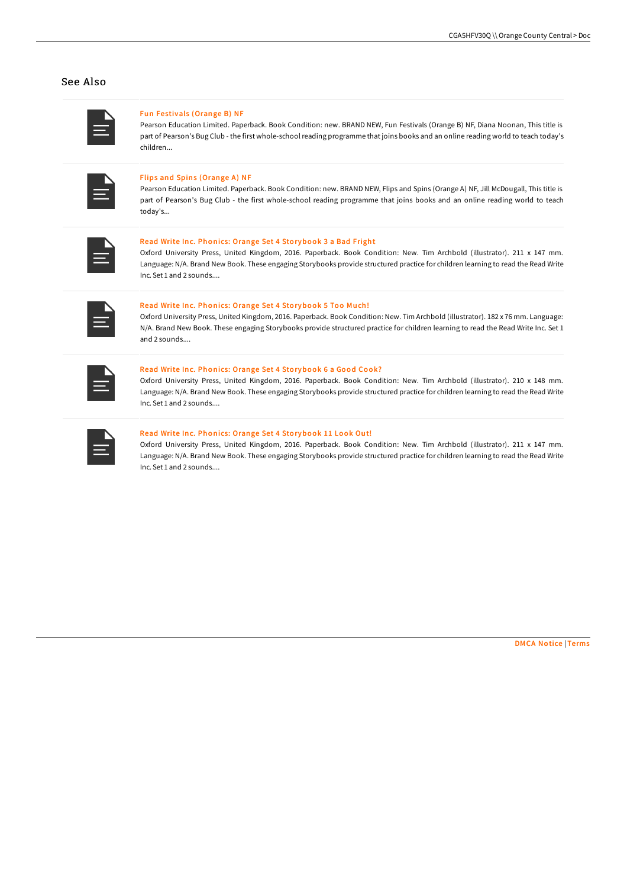## See Also

### Fun Festivals (Orange B) NF

Pearson Education Limited. Paperback. Book Condition: new. BRAND NEW, Fun Festivals (Orange B) NF, Diana Noonan, This title is part of Pearson's Bug Club - the first whole-school reading programme that joins books and an online reading world to teach today's children...

### Flips and Spins (Orange A) NF

Pearson Education Limited. Paperback. Book Condition: new. BRAND NEW, Flips and Spins (Orange A) NF, Jill McDougall, This title is part of Pearson's Bug Club - the first whole-school reading programme that joins books and an online reading world to teach today's...

### Read Write Inc. Phonics: Orange Set 4 Storybook 3 a Bad Fright

Oxford University Press, United Kingdom, 2016. Paperback. Book Condition: New. Tim Archbold (illustrator). 211 x 147 mm. Language: N/A. Brand New Book. These engaging Storybooks provide structured practice for children learning to read the Read Write Inc. Set 1 and 2 sounds....

### Read Write Inc. Phonics: Orange Set 4 Storybook 5 Too Much!

Oxford University Press, United Kingdom, 2016. Paperback. Book Condition: New. Tim Archbold (illustrator). 182 x 76 mm. Language: N/A. Brand New Book. These engaging Storybooks provide structured practice for children learning to read the Read Write Inc. Set 1 and 2 sounds....

### Read Write Inc. Phonics: Orange Set 4 Storybook 6 a Good Cook?

Oxford University Press, United Kingdom, 2016. Paperback. Book Condition: New. Tim Archbold (illustrator). 210 x 148 mm. Language: N/A. Brand New Book. These engaging Storybooks provide structured practice for children learning to read the Read Write Inc. Set 1 and 2 sounds....

### Read Write Inc. Phonics: Orange Set 4 Storybook 11 Look Out!

Oxford University Press, United Kingdom, 2016. Paperback. Book Condition: New. Tim Archbold (illustrator). 211 x 147 mm. Language: N/A. Brand New Book. These engaging Storybooks provide structured practice for children learning to read the Read Write Inc. Set 1 and 2 sounds....